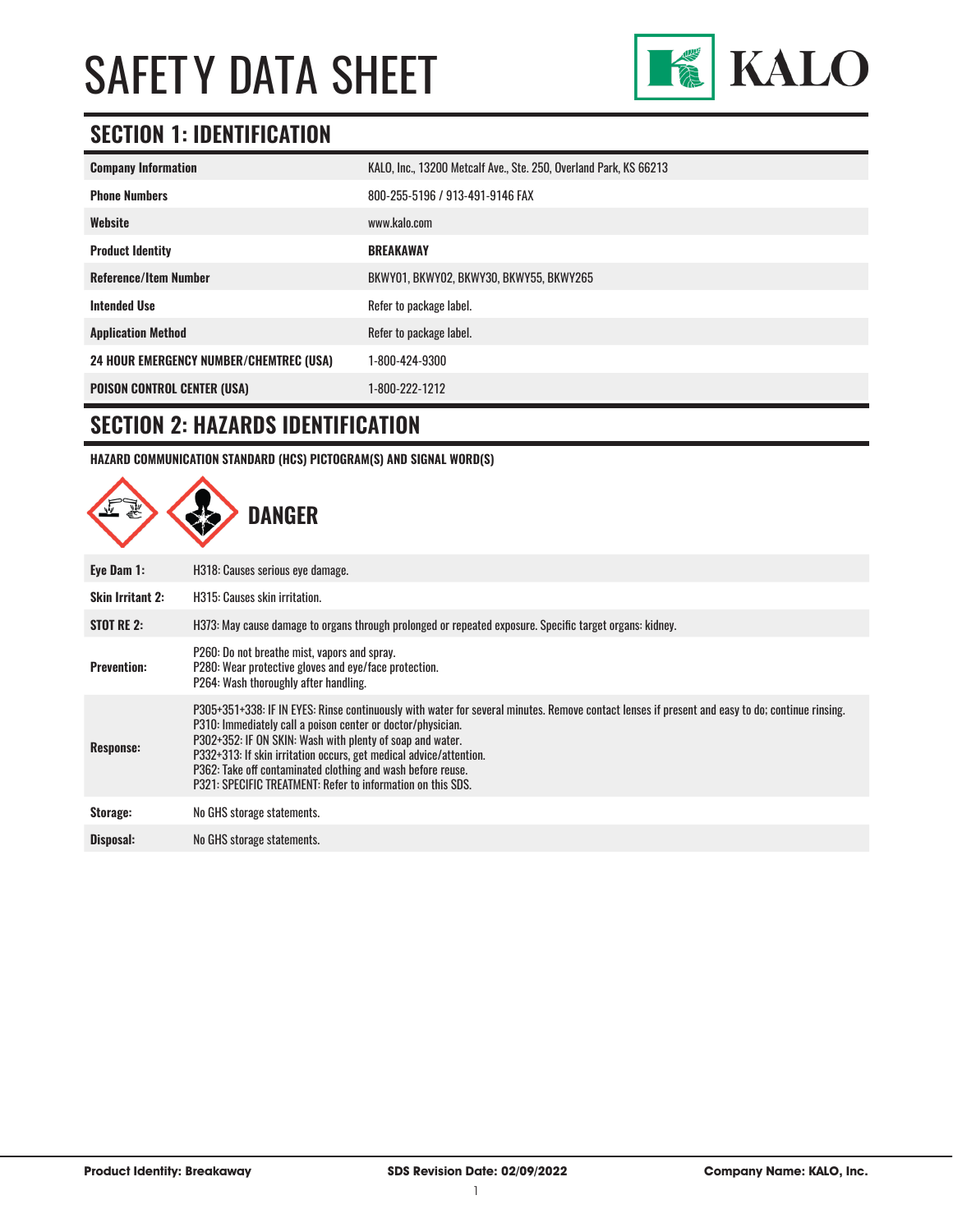# SAFETY DATA SHEET

KALO

## SECTION 1: IDENTIFICATION

| | |
|---|---|
| **Company Information** | KALO, Inc., 13200 Metcalf Ave., Ste. 250, Overland Park, KS 66213 |
| **Phone Numbers** | 800-255-5196 / 913-491-9146 FAX |
| **Website** | www.kalo.com |
| **Product Identity** | **BREAKAWAY** |
| **Reference/Item Number** | BKWY01, BKWY02, BKWY30, BKWY55, BKWY265 |
| **Intended Use** | Refer to package label. |
| **Application Method** | Refer to package label. |
| **24 HOUR EMERGENCY NUMBER/CHEMTREC (USA)** | 1-800-424-9300 |
| **POISON CONTROL CENTER (USA)** | 1-800-222-1212 |

## SECTION 2: HAZARDS IDENTIFICATION

**HAZARD COMMUNICATION STANDARD (HCS) PICTOGRAM(S) AND SIGNAL WORD(S)**

**DANGER**

| | |
|---|---|
| **Eye Dam 1:** | H318: Causes serious eye damage. |
| **Skin Irritant 2:** | H315: Causes skin irritation. |
| **STOT RE 2:** | H373: May cause damage to organs through prolonged or repeated exposure. Specific target organs: kidney. |
| **Prevention:** | P260: Do not breathe mist, vapors and spray.<br>P280: Wear protective gloves and eye/face protection.<br>P264: Wash thoroughly after handling. |
| **Response:** | P305+351+338: IF IN EYES: Rinse continuously with water for several minutes. Remove contact lenses if present and easy to do; continue rinsing.<br>P310: Immediately call a poison center or doctor/physician.<br>P302+352: IF ON SKIN: Wash with plenty of soap and water.<br>P332+313: If skin irritation occurs, get medical advice/attention.<br>P362: Take off contaminated clothing and wash before reuse.<br>P321: SPECIFIC TREATMENT: Refer to information on this SDS. |
| **Storage:** | No GHS storage statements. |
| **Disposal:** | No GHS storage statements. |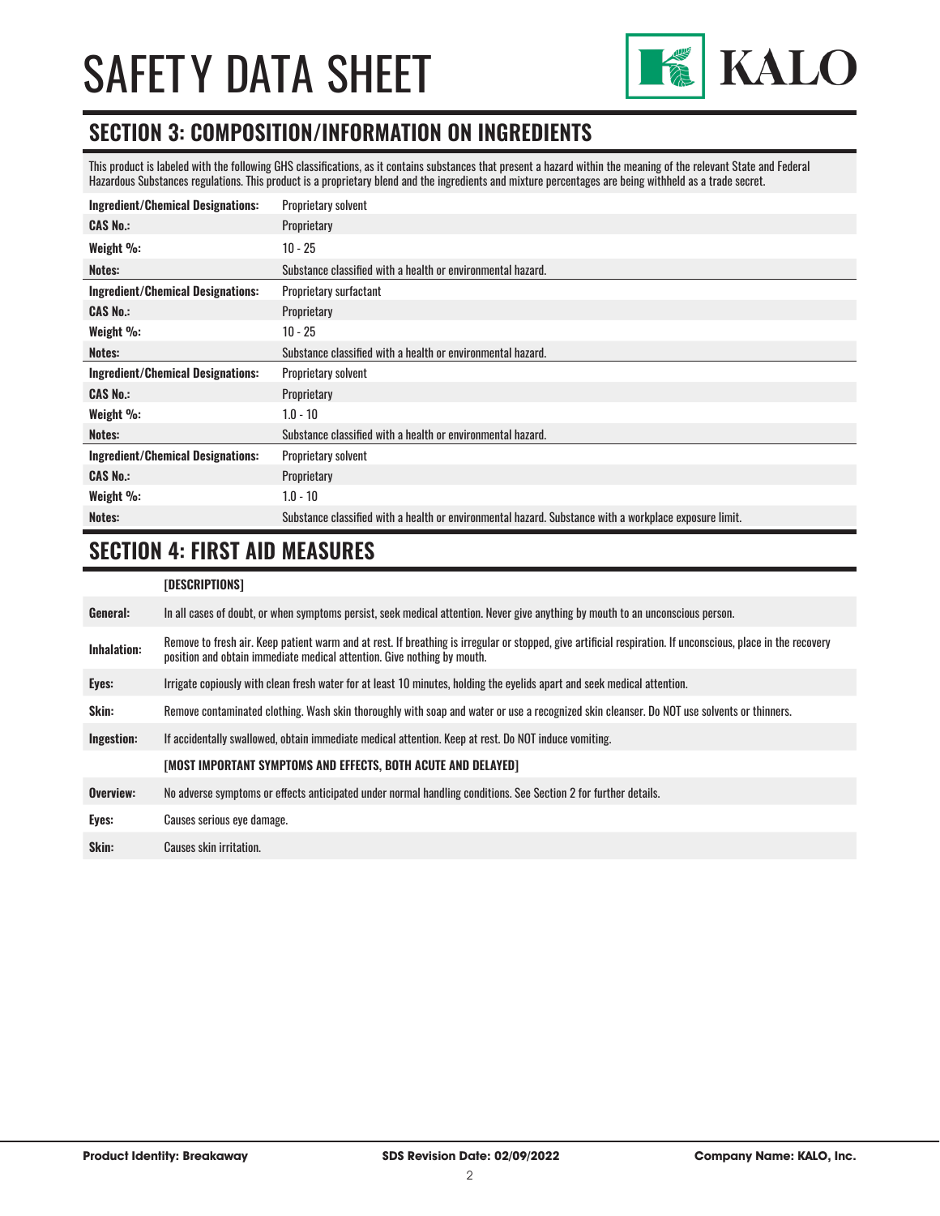## SECTION 3: COMPOSITION/INFORMATION ON INGREDIENTS

This product is labeled with the following GHS classifications, as it contains substances that present a hazard within the meaning of the relevant State and Federal Hazardous Substances regulations. This product is a proprietary blend and the ingredients and mixture percentages are being withheld as a trade secret.

| | |
|---|---|
| **Ingredient/Chemical Designations:** | Proprietary solvent |
| **CAS No.:** | Proprietary |
| **Weight %:** | 10 - 25 |
| **Notes:** | Substance classified with a health or environmental hazard. |
| **Ingredient/Chemical Designations:** | Proprietary surfactant |
| **CAS No.:** | Proprietary |
| **Weight %:** | 10 - 25 |
| **Notes:** | Substance classified with a health or environmental hazard. |
| **Ingredient/Chemical Designations:** | Proprietary solvent |
| **CAS No.:** | Proprietary |
| **Weight %:** | 1.0 - 10 |
| **Notes:** | Substance classified with a health or environmental hazard. |
| **Ingredient/Chemical Designations:** | Proprietary solvent |
| **CAS No.:** | Proprietary |
| **Weight %:** | 1.0 - 10 |
| **Notes:** | Substance classified with a health or environmental hazard. Substance with a workplace exposure limit. |

## SECTION 4: FIRST AID MEASURES

| | [DESCRIPTIONS] |
|---|---|
| **General:** | In all cases of doubt, or when symptoms persist, seek medical attention. Never give anything by mouth to an unconscious person. |
| **Inhalation:** | Remove to fresh air. Keep patient warm and at rest. If breathing is irregular or stopped, give artificial respiration. If unconscious, place in the recovery position and obtain immediate medical attention. Give nothing by mouth. |
| **Eyes:** | Irrigate copiously with clean fresh water for at least 10 minutes, holding the eyelids apart and seek medical attention. |
| **Skin:** | Remove contaminated clothing. Wash skin thoroughly with soap and water or use a recognized skin cleanser. Do NOT use solvents or thinners. |
| **Ingestion:** | If accidentally swallowed, obtain immediate medical attention. Keep at rest. Do NOT induce vomiting. |
| | **[MOST IMPORTANT SYMPTOMS AND EFFECTS, BOTH ACUTE AND DELAYED]** |
| **Overview:** | No adverse symptoms or effects anticipated under normal handling conditions. See Section 2 for further details. |
| **Eyes:** | Causes serious eye damage. |
| **Skin:** | Causes skin irritation. |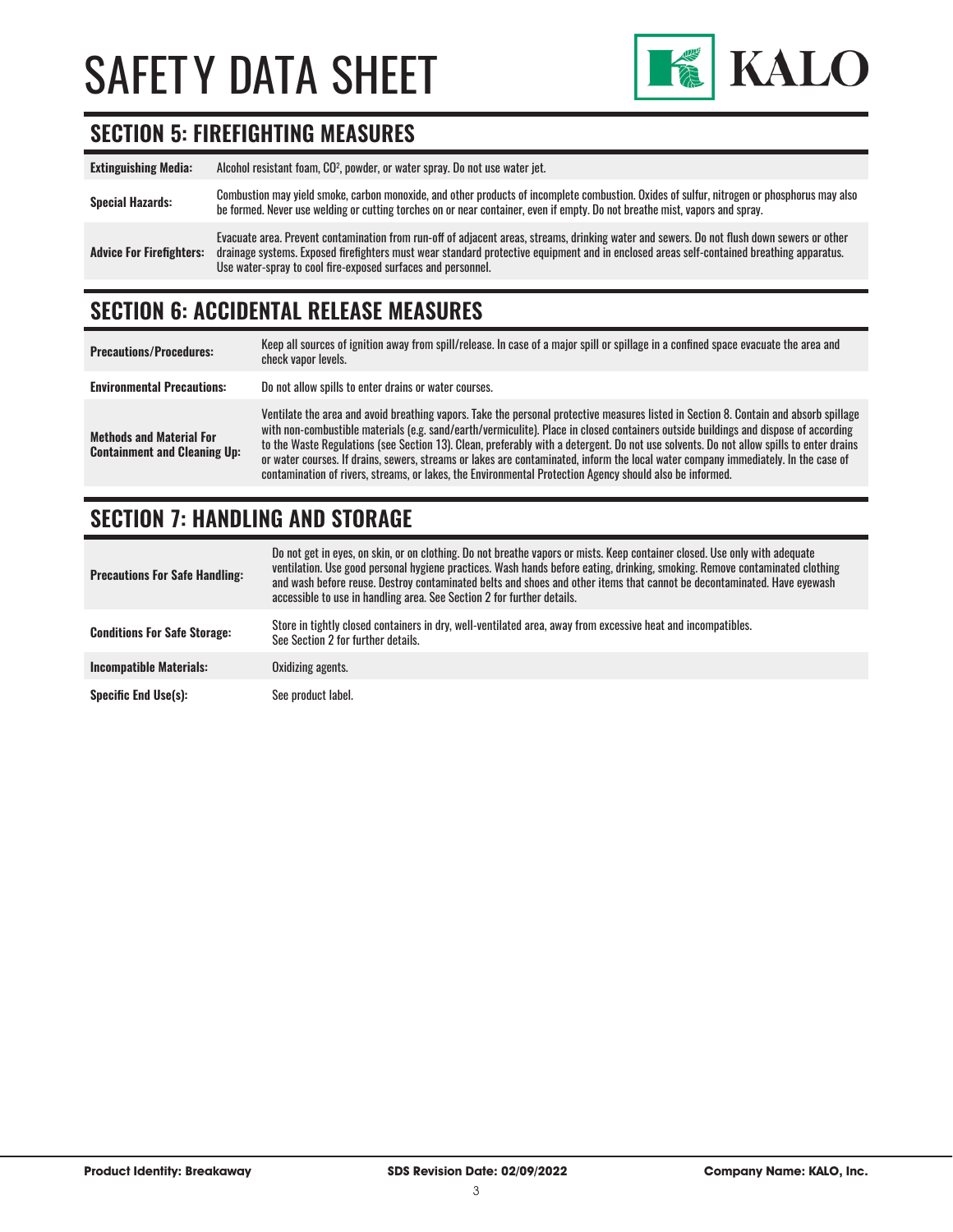# SAFETY DATA SHEET

## SECTION 5: FIREFIGHTING MEASURES

| | |
|---|---|
| **Extinguishing Media:** | Alcohol resistant foam, $CO^2$, powder, or water spray. Do not use water jet. |
| **Special Hazards:** | Combustion may yield smoke, carbon monoxide, and other products of incomplete combustion. Oxides of sulfur, nitrogen or phosphorus may also be formed. Never use welding or cutting torches on or near container, even if empty. Do not breathe mist, vapors and spray. |
| **Advice For Firefighters:** | Evacuate area. Prevent contamination from run-off of adjacent areas, streams, drinking water and sewers. Do not flush down sewers or other drainage systems. Exposed firefighters must wear standard protective equipment and in enclosed areas self-contained breathing apparatus. Use water-spray to cool fire-exposed surfaces and personnel. |

## SECTION 6: ACCIDENTAL RELEASE MEASURES

| | |
|---|---|
| **Precautions/Procedures:** | Keep all sources of ignition away from spill/release. In case of a major spill or spillage in a confined space evacuate the area and check vapor levels. |
| **Environmental Precautions:** | Do not allow spills to enter drains or water courses. |
| **Methods and Material For Containment and Cleaning Up:** | Ventilate the area and avoid breathing vapors. Take the personal protective measures listed in Section 8. Contain and absorb spillage with non-combustible materials (e.g. sand/earth/vermiculite). Place in closed containers outside buildings and dispose of according to the Waste Regulations (see Section 13). Clean, preferably with a detergent. Do not use solvents. Do not allow spills to enter drains or water courses. If drains, sewers, streams or lakes are contaminated, inform the local water company immediately. In the case of contamination of rivers, streams, or lakes, the Environmental Protection Agency should also be informed. |

## SECTION 7: HANDLING AND STORAGE

| | |
|---|---|
| **Precautions For Safe Handling:** | Do not get in eyes, on skin, or on clothing. Do not breathe vapors or mists. Keep container closed. Use only with adequate ventilation. Use good personal hygiene practices. Wash hands before eating, drinking, smoking. Remove contaminated clothing and wash before reuse. Destroy contaminated belts and shoes and other items that cannot be decontaminated. Have eyewash accessible to use in handling area. See Section 2 for further details. |
| **Conditions For Safe Storage:** | Store in tightly closed containers in dry, well-ventilated area, away from excessive heat and incompatibles. See Section 2 for further details. |
| **Incompatible Materials:** | Oxidizing agents. |
| **Specific End Use(s):** | See product label. |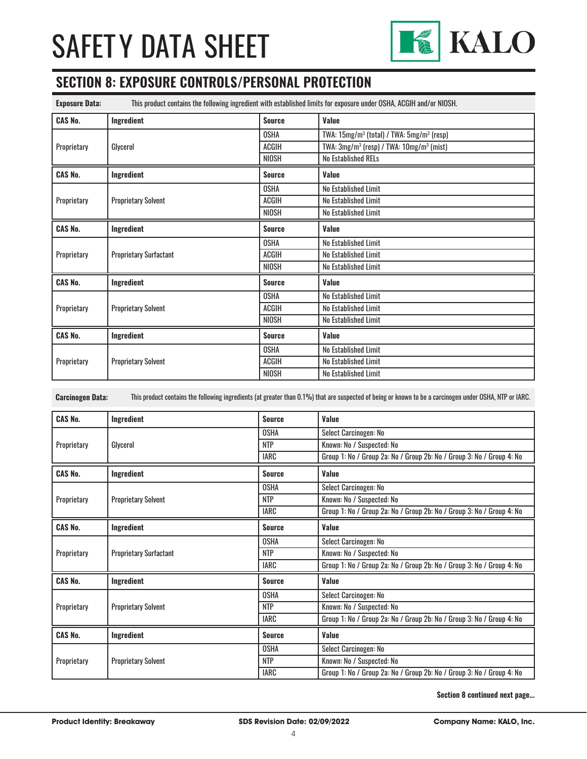# SAFETY DATA SHEET

## SECTION 8: EXPOSURE CONTROLS/PERSONAL PROTECTION

**Exposure Data:** This product contains the following ingredient with established limits for exposure under OSHA, ACGIH and/or NIOSH.

| CAS No. | Ingredient | Source | Value |
|---|---|---|---|
| Proprietary | Glycerol | OSHA | TWA: 15mg/m³ (total) / TWA: 5mg/m³ (resp) |
| | | ACGIH | TWA: 3mg/m³ (resp) / TWA: 10mg/m³ (mist) |
| | | NIOSH | No Established RELs |

| CAS No. | Ingredient | Source | Value |
|---|---|---|---|
| Proprietary | Proprietary Solvent | OSHA | No Established Limit |
| | | ACGIH | No Established Limit |
| | | NIOSH | No Established Limit |

| CAS No. | Ingredient | Source | Value |
|---|---|---|---|
| Proprietary | Proprietary Surfactant | OSHA | No Established Limit |
| | | ACGIH | No Established Limit |
| | | NIOSH | No Established Limit |

| CAS No. | Ingredient | Source | Value |
|---|---|---|---|
| Proprietary | Proprietary Solvent | OSHA | No Established Limit |
| | | ACGIH | No Established Limit |
| | | NIOSH | No Established Limit |

| CAS No. | Ingredient | Source | Value |
|---|---|---|---|
| Proprietary | Proprietary Solvent | OSHA | No Established Limit |
| | | ACGIH | No Established Limit |
| | | NIOSH | No Established Limit |

**Carcinogen Data:** This product contains the following ingredients (at greater than 0.1%) that are suspected of being or known to be a carcinogen under OSHA, NTP or IARC.

| CAS No. | Ingredient | Source | Value |
|---|---|---|---|
| Proprietary | Glycerol | OSHA | Select Carcinogen: No |
| | | NTP | Known: No / Suspected: No |
| | | IARC | Group 1: No / Group 2a: No / Group 2b: No / Group 3: No / Group 4: No |

| CAS No. | Ingredient | Source | Value |
|---|---|---|---|
| Proprietary | Proprietary Solvent | OSHA | Select Carcinogen: No |
| | | NTP | Known: No / Suspected: No |
| | | IARC | Group 1: No / Group 2a: No / Group 2b: No / Group 3: No / Group 4: No |

| CAS No. | Ingredient | Source | Value |
|---|---|---|---|
| Proprietary | Proprietary Surfactant | OSHA | Select Carcinogen: No |
| | | NTP | Known: No / Suspected: No |
| | | IARC | Group 1: No / Group 2a: No / Group 2b: No / Group 3: No / Group 4: No |

| CAS No. | Ingredient | Source | Value |
|---|---|---|---|
| Proprietary | Proprietary Solvent | OSHA | Select Carcinogen: No |
| | | NTP | Known: No / Suspected: No |
| | | IARC | Group 1: No / Group 2a: No / Group 2b: No / Group 3: No / Group 4: No |

| CAS No. | Ingredient | Source | Value |
|---|---|---|---|
| Proprietary | Proprietary Solvent | OSHA | Select Carcinogen: No |
| | | NTP | Known: No / Suspected: No |
| | | IARC | Group 1: No / Group 2a: No / Group 2b: No / Group 3: No / Group 4: No |

**Section 8 continued next page...**

**Product Identity: Breakaway** | **SDS Revision Date: 02/09/2022** | **Company Name: KALO, Inc.**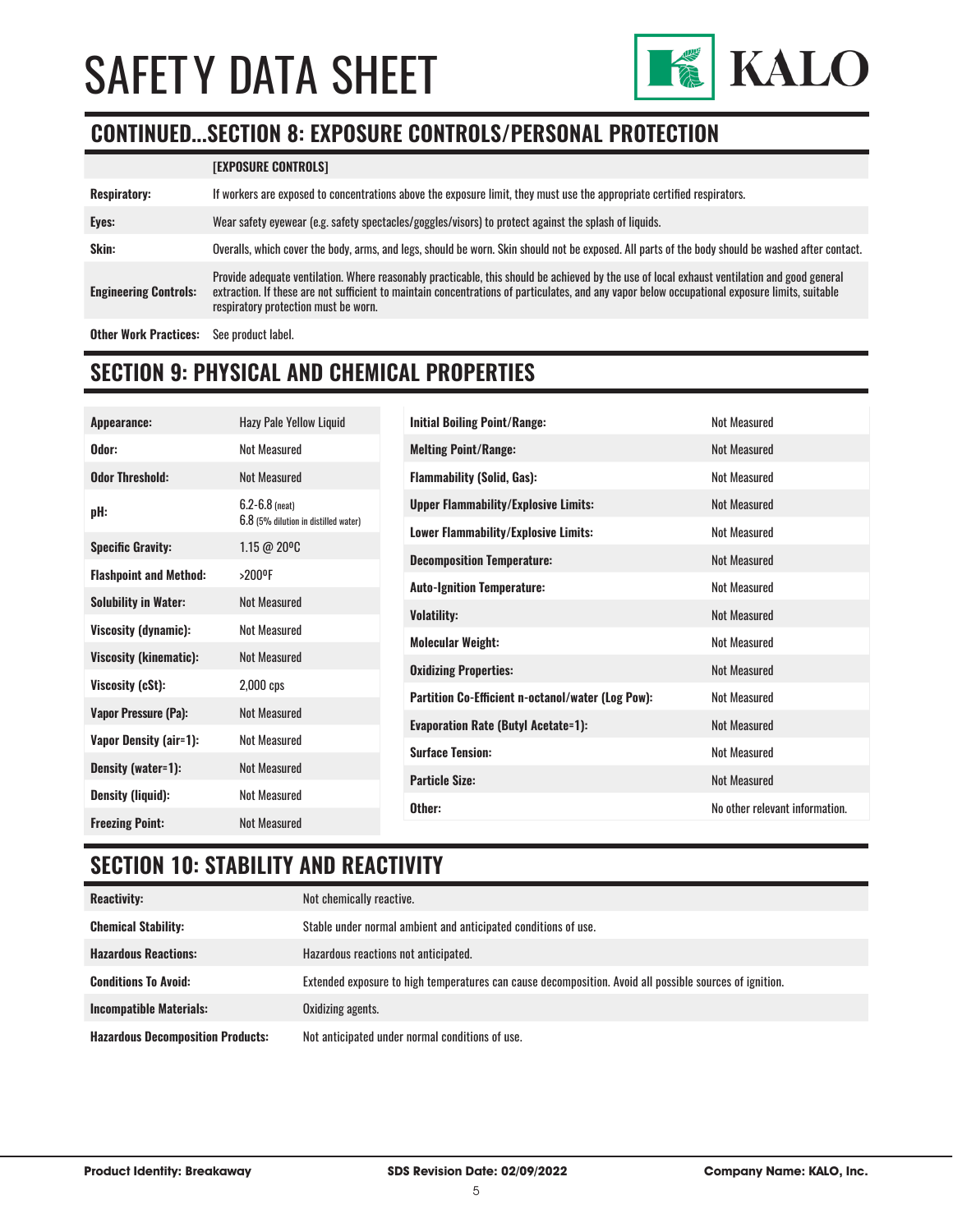# SAFETY DATA SHEET

## CONTINUED...SECTION 8: EXPOSURE CONTROLS/PERSONAL PROTECTION

| | [EXPOSURE CONTROLS] |
|---|---|
| **Respiratory:** | If workers are exposed to concentrations above the exposure limit, they must use the appropriate certified respirators. |
| **Eyes:** | Wear safety eyewear (e.g. safety spectacles/goggles/visors) to protect against the splash of liquids. |
| **Skin:** | Overalls, which cover the body, arms, and legs, should be worn. Skin should not be exposed. All parts of the body should be washed after contact. |
| **Engineering Controls:** | Provide adequate ventilation. Where reasonably practicable, this should be achieved by the use of local exhaust ventilation and good general extraction. If these are not sufficient to maintain concentrations of particulates, and any vapor below occupational exposure limits, suitable respiratory protection must be worn. |
| **Other Work Practices:** | See product label. |

## SECTION 9: PHYSICAL AND CHEMICAL PROPERTIES

| Property | Value |
|---|---|
| **Appearance:** | Hazy Pale Yellow Liquid |
| **Odor:** | Not Measured |
| **Odor Threshold:** | Not Measured |
| **pH:** | 6.2-6.8 (neat)<br>6.8 (5% dilution in distilled water) |
| **Specific Gravity:** | 1.15 @ 20ºC |
| **Flashpoint and Method:** | >200ºF |
| **Solubility in Water:** | Not Measured |
| **Viscosity (dynamic):** | Not Measured |
| **Viscosity (kinematic):** | Not Measured |
| **Viscosity (cSt):** | 2,000 cps |
| **Vapor Pressure (Pa):** | Not Measured |
| **Vapor Density (air=1):** | Not Measured |
| **Density (water=1):** | Not Measured |
| **Density (liquid):** | Not Measured |
| **Freezing Point:** | Not Measured |
| **Initial Boiling Point/Range:** | Not Measured |
| **Melting Point/Range:** | Not Measured |
| **Flammability (Solid, Gas):** | Not Measured |
| **Upper Flammability/Explosive Limits:** | Not Measured |
| **Lower Flammability/Explosive Limits:** | Not Measured |
| **Decomposition Temperature:** | Not Measured |
| **Auto-Ignition Temperature:** | Not Measured |
| **Volatility:** | Not Measured |
| **Molecular Weight:** | Not Measured |
| **Oxidizing Properties:** | Not Measured |
| **Partition Co-Efficient n-octanol/water (Log Pow):** | Not Measured |
| **Evaporation Rate (Butyl Acetate=1):** | Not Measured |
| **Surface Tension:** | Not Measured |
| **Particle Size:** | Not Measured |
| **Other:** | No other relevant information. |

## SECTION 10: STABILITY AND REACTIVITY

| | |
|---|---|
| **Reactivity:** | Not chemically reactive. |
| **Chemical Stability:** | Stable under normal ambient and anticipated conditions of use. |
| **Hazardous Reactions:** | Hazardous reactions not anticipated. |
| **Conditions To Avoid:** | Extended exposure to high temperatures can cause decomposition. Avoid all possible sources of ignition. |
| **Incompatible Materials:** | Oxidizing agents. |
| **Hazardous Decomposition Products:** | Not anticipated under normal conditions of use. |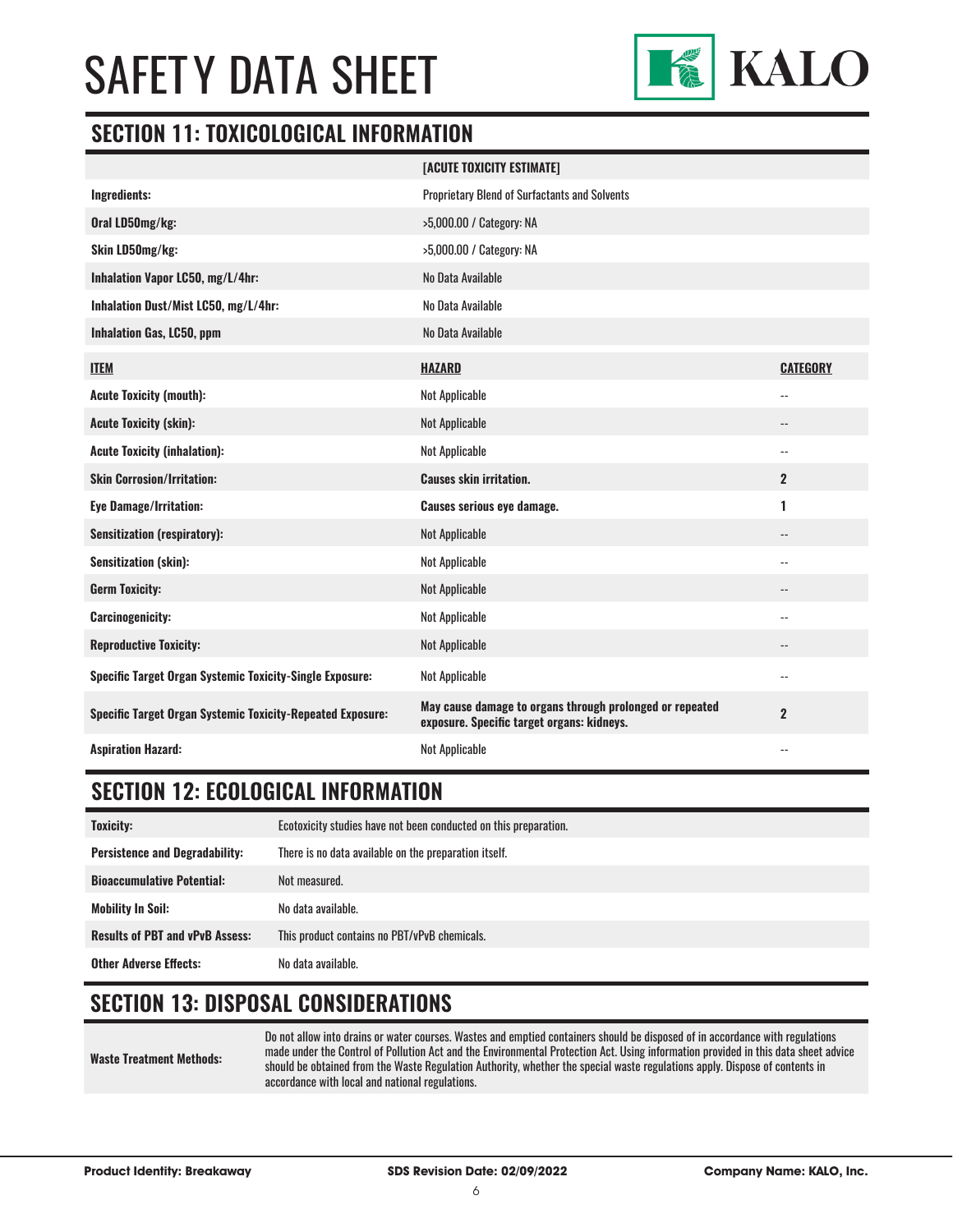# SAFETY DATA SHEET

## SECTION 11: TOXICOLOGICAL INFORMATION

| | [ACUTE TOXICITY ESTIMATE] |
|---|---|
| **Ingredients:** | Proprietary Blend of Surfactants and Solvents |
| **Oral LD50mg/kg:** | >5,000.00 / Category: NA |
| **Skin LD50mg/kg:** | >5,000.00 / Category: NA |
| **Inhalation Vapor LC50, mg/L/4hr:** | No Data Available |
| **Inhalation Dust/Mist LC50, mg/L/4hr:** | No Data Available |
| **Inhalation Gas, LC50, ppm** | No Data Available |

| **ITEM** | **HAZARD** | **CATEGORY** |
|---|---|---|
| **Acute Toxicity (mouth):** | Not Applicable | -- |
| **Acute Toxicity (skin):** | Not Applicable | -- |
| **Acute Toxicity (inhalation):** | Not Applicable | -- |
| **Skin Corrosion/Irritation:** | **Causes skin irritation.** | **2** |
| **Eye Damage/Irritation:** | **Causes serious eye damage.** | **1** |
| **Sensitization (respiratory):** | Not Applicable | -- |
| **Sensitization (skin):** | Not Applicable | -- |
| **Germ Toxicity:** | Not Applicable | -- |
| **Carcinogenicity:** | Not Applicable | -- |
| **Reproductive Toxicity:** | Not Applicable | -- |
| **Specific Target Organ Systemic Toxicity-Single Exposure:** | Not Applicable | -- |
| **Specific Target Organ Systemic Toxicity-Repeated Exposure:** | **May cause damage to organs through prolonged or repeated exposure. Specific target organs: kidneys.** | **2** |
| **Aspiration Hazard:** | Not Applicable | -- |

## SECTION 12: ECOLOGICAL INFORMATION

| | |
|---|---|
| **Toxicity:** | Ecotoxicity studies have not been conducted on this preparation. |
| **Persistence and Degradability:** | There is no data available on the preparation itself. |
| **Bioaccumulative Potential:** | Not measured. |
| **Mobility In Soil:** | No data available. |
| **Results of PBT and vPvB Assess:** | This product contains no PBT/vPvB chemicals. |
| **Other Adverse Effects:** | No data available. |

## SECTION 13: DISPOSAL CONSIDERATIONS

| | |
|---|---|
| **Waste Treatment Methods:** | Do not allow into drains or water courses. Wastes and emptied containers should be disposed of in accordance with regulations made under the Control of Pollution Act and the Environmental Protection Act. Using information provided in this data sheet advice should be obtained from the Waste Regulation Authority, whether the special waste regulations apply. Dispose of contents in accordance with local and national regulations. |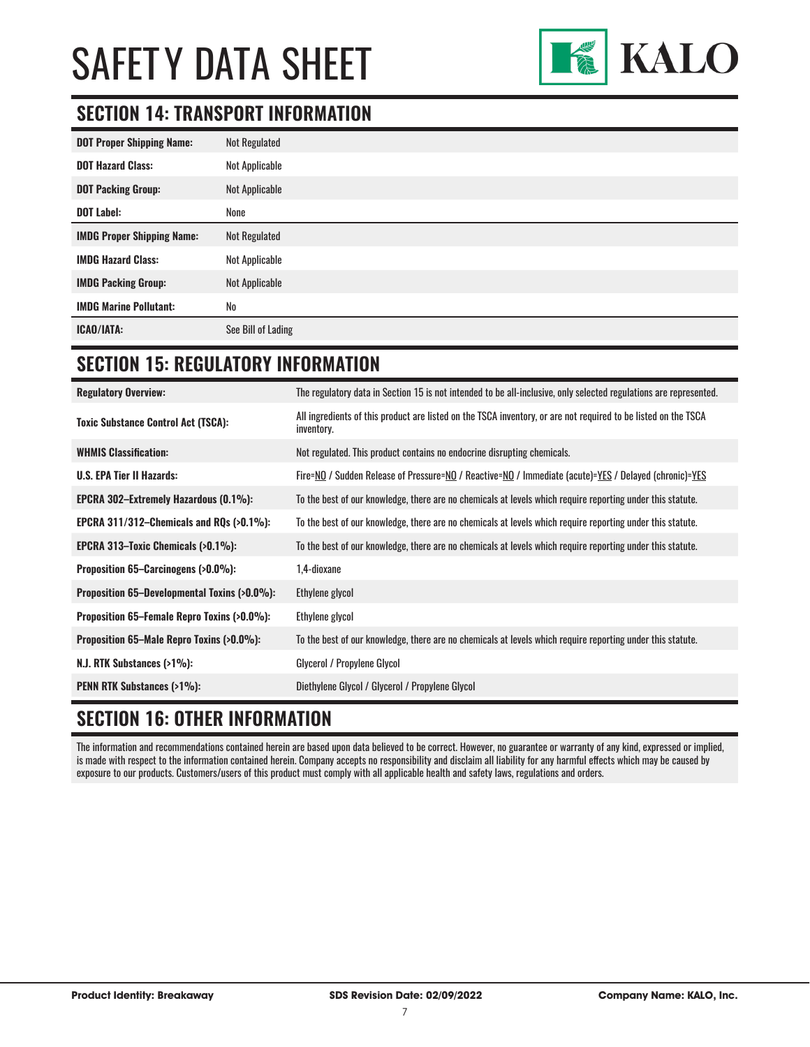# SAFETY DATA SHEET

## SECTION 14: TRANSPORT INFORMATION

| | |
|---|---|
| **DOT Proper Shipping Name:** | Not Regulated |
| **DOT Hazard Class:** | Not Applicable |
| **DOT Packing Group:** | Not Applicable |
| **DOT Label:** | None |
| **IMDG Proper Shipping Name:** | Not Regulated |
| **IMDG Hazard Class:** | Not Applicable |
| **IMDG Packing Group:** | Not Applicable |
| **IMDG Marine Pollutant:** | No |
| **ICAO/IATA:** | See Bill of Lading |

## SECTION 15: REGULATORY INFORMATION

| | |
|---|---|
| **Regulatory Overview:** | The regulatory data in Section 15 is not intended to be all-inclusive, only selected regulations are represented. |
| **Toxic Substance Control Act (TSCA):** | All ingredients of this product are listed on the TSCA inventory, or are not required to be listed on the TSCA inventory. |
| **WHMIS Classification:** | Not regulated. This product contains no endocrine disrupting chemicals. |
| **U.S. EPA Tier II Hazards:** | Fire=NO / Sudden Release of Pressure=NO / Reactive=NO / Immediate (acute)=YES / Delayed (chronic)=YES |
| **EPCRA 302–Extremely Hazardous (0.1%):** | To the best of our knowledge, there are no chemicals at levels which require reporting under this statute. |
| **EPCRA 311/312–Chemicals and RQs (>0.1%):** | To the best of our knowledge, there are no chemicals at levels which require reporting under this statute. |
| **EPCRA 313–Toxic Chemicals (>0.1%):** | To the best of our knowledge, there are no chemicals at levels which require reporting under this statute. |
| **Proposition 65–Carcinogens (>0.0%):** | 1,4-dioxane |
| **Proposition 65–Developmental Toxins (>0.0%):** | Ethylene glycol |
| **Proposition 65–Female Repro Toxins (>0.0%):** | Ethylene glycol |
| **Proposition 65–Male Repro Toxins (>0.0%):** | To the best of our knowledge, there are no chemicals at levels which require reporting under this statute. |
| **N.J. RTK Substances (>1%):** | Glycerol / Propylene Glycol |
| **PENN RTK Substances (>1%):** | Diethylene Glycol / Glycerol / Propylene Glycol |

## SECTION 16: OTHER INFORMATION

The information and recommendations contained herein are based upon data believed to be correct. However, no guarantee or warranty of any kind, expressed or implied, is made with respect to the information contained herein. Company accepts no responsibility and disclaim all liability for any harmful effects which may be caused by exposure to our products. Customers/users of this product must comply with all applicable health and safety laws, regulations and orders.